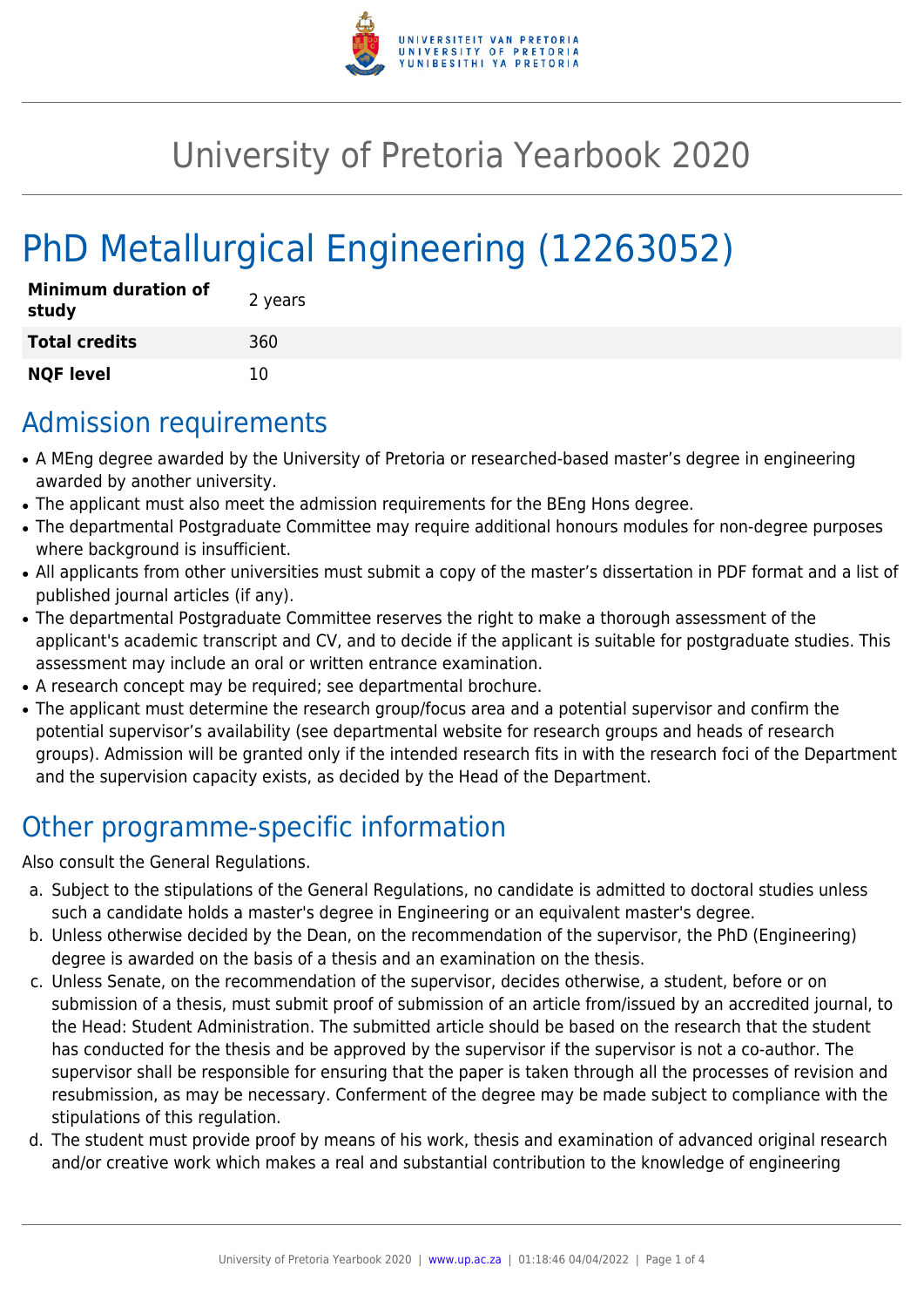# University of Pretoria Yearbook 2020

# PhD Metallurgical Engineering (12263052)

| | |
|---|---|
| **Minimum duration of study** | 2 years |
| **Total credits** | 360 |
| **NQF level** | 10 |

## Admission requirements

- A MEng degree awarded by the University of Pretoria or researched-based master's degree in engineering awarded by another university.
- The applicant must also meet the admission requirements for the BEng Hons degree.
- The departmental Postgraduate Committee may require additional honours modules for non-degree purposes where background is insufficient.
- All applicants from other universities must submit a copy of the master's dissertation in PDF format and a list of published journal articles (if any).
- The departmental Postgraduate Committee reserves the right to make a thorough assessment of the applicant's academic transcript and CV, and to decide if the applicant is suitable for postgraduate studies. This assessment may include an oral or written entrance examination.
- A research concept may be required; see departmental brochure.
- The applicant must determine the research group/focus area and a potential supervisor and confirm the potential supervisor's availability (see departmental website for research groups and heads of research groups). Admission will be granted only if the intended research fits in with the research foci of the Department and the supervision capacity exists, as decided by the Head of the Department.

## Other programme-specific information

Also consult the General Regulations.

a. Subject to the stipulations of the General Regulations, no candidate is admitted to doctoral studies unless such a candidate holds a master's degree in Engineering or an equivalent master's degree.
b. Unless otherwise decided by the Dean, on the recommendation of the supervisor, the PhD (Engineering) degree is awarded on the basis of a thesis and an examination on the thesis.
c. Unless Senate, on the recommendation of the supervisor, decides otherwise, a student, before or on submission of a thesis, must submit proof of submission of an article from/issued by an accredited journal, to the Head: Student Administration. The submitted article should be based on the research that the student has conducted for the thesis and be approved by the supervisor if the supervisor is not a co-author. The supervisor shall be responsible for ensuring that the paper is taken through all the processes of revision and resubmission, as may be necessary. Conferment of the degree may be made subject to compliance with the stipulations of this regulation.
d. The student must provide proof by means of his work, thesis and examination of advanced original research and/or creative work which makes a real and substantial contribution to the knowledge of engineering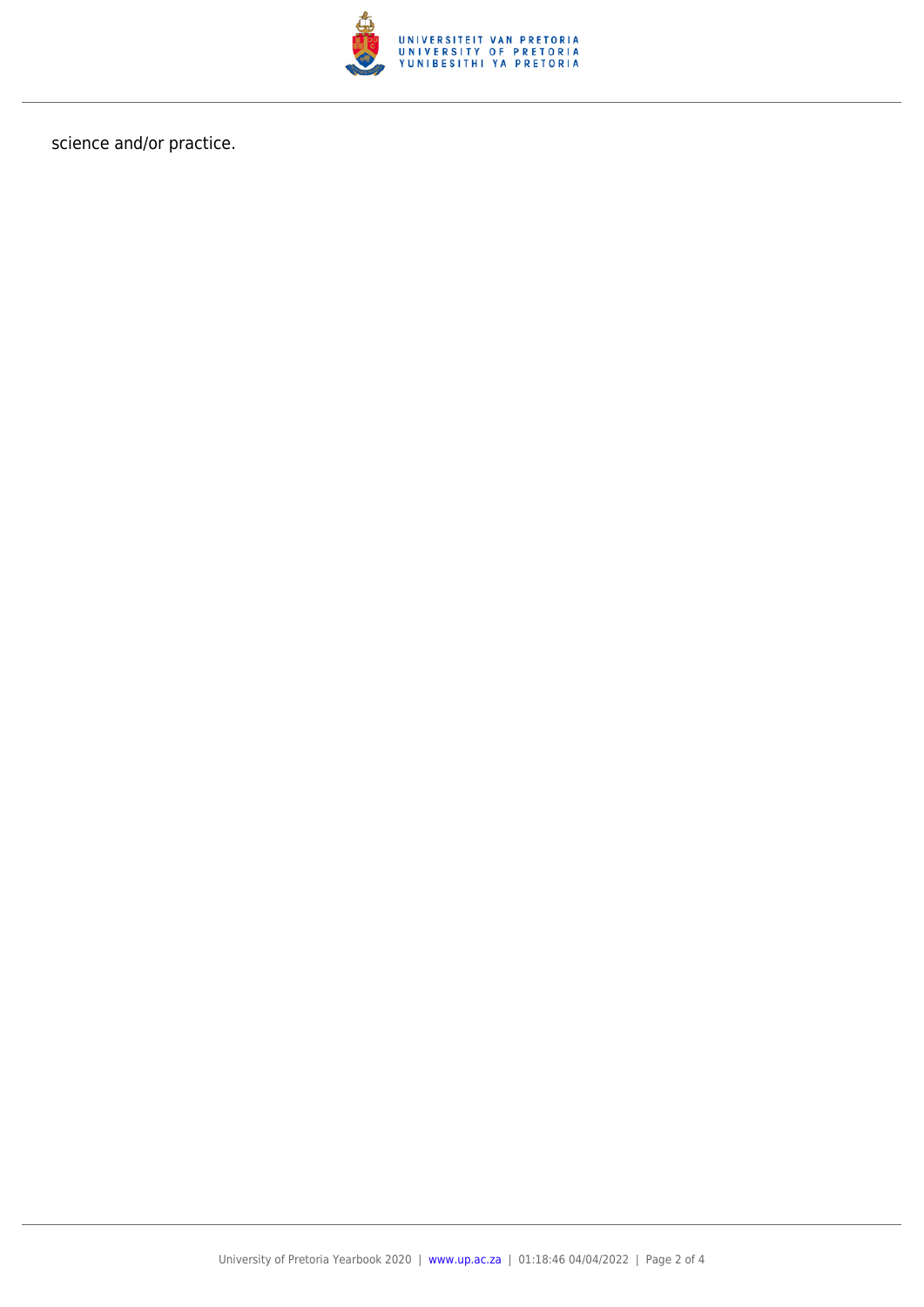science and/or practice.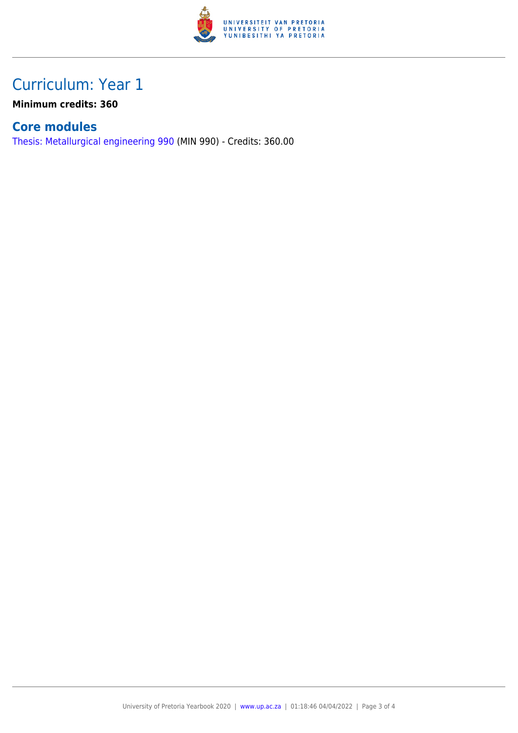# Curriculum: Year 1

**Minimum credits: 360**

## Core modules

Thesis: Metallurgical engineering 990 (MIN 990) - Credits: 360.00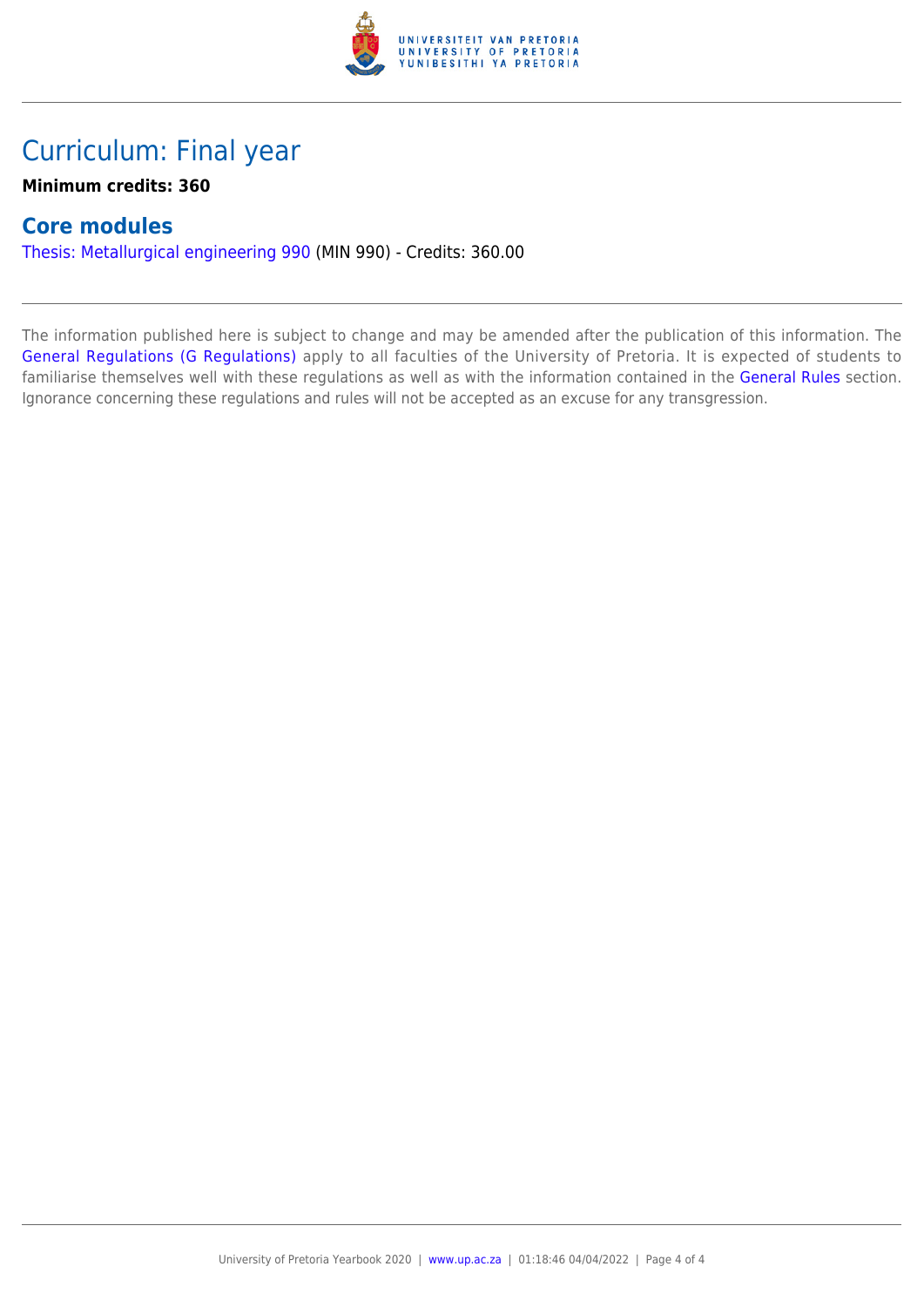## Curriculum: Final year

**Minimum credits: 360**

### Core modules

Thesis: Metallurgical engineering 990 (MIN 990) - Credits: 360.00

The information published here is subject to change and may be amended after the publication of this information. The General Regulations (G Regulations) apply to all faculties of the University of Pretoria. It is expected of students to familiarise themselves well with these regulations as well as with the information contained in the General Rules section. Ignorance concerning these regulations and rules will not be accepted as an excuse for any transgression.